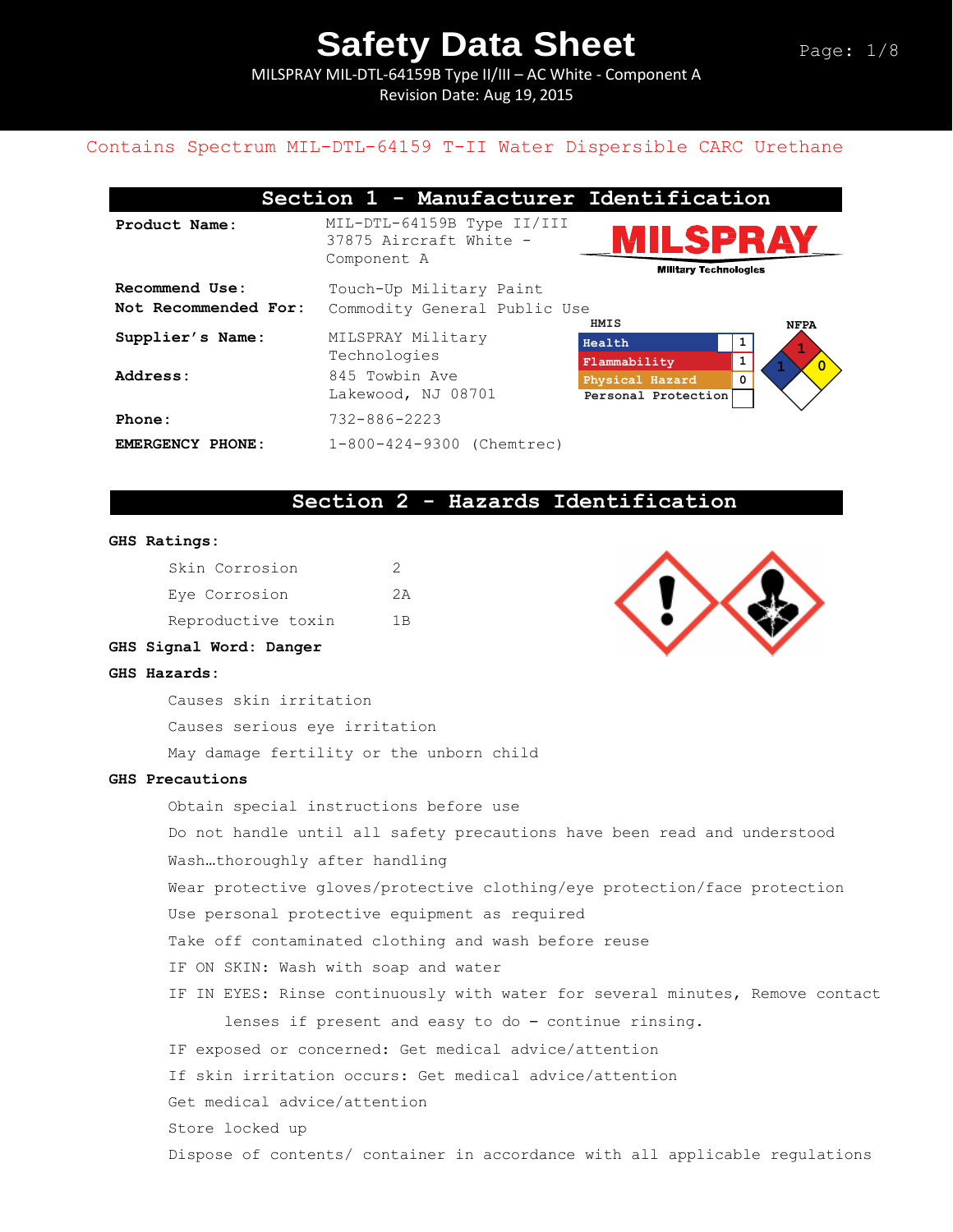# Safety Data Sheet

MILSPRAY MIL-DTL-64159B Type II/III – AC White - Component A

Revision Date: Aug 19, 2015

Contains Spectrum MIL-DTL-64159 T-II Water Dispersible CARC Urethane

## Section 1 - Manufacturer Identification

**Product Name:** MIL-DTL-64159B Type II/III 37875 Aircraft White - Component A

MILSPRAY Military Technologies

**Recommend Use:** Touch-Up Military Paint

**Not Recommended For:** Commodity General Public Use

**Supplier's Name:** MILSPRAY Military Technologies

**Address:** 845 Towbin Ave Lakewood, NJ 08701

**Phone:** 732-886-2223

**EMERGENCY PHONE:** 1-800-424-9300 (Chemtrec)

| HMIS | |
|---|---|
| Health | 1 |
| Flammability | 1 |
| Physical Hazard | 0 |
| Personal Protection | |

NFPA: Health 1, Flammability 1, Instability 0

## Section 2 - Hazards Identification

**GHS Ratings:**

| | |
|---|---|
| Skin Corrosion | 2 |
| Eye Corrosion | 2A |
| Reproductive toxin | 1B |

**GHS Signal Word: Danger**

**GHS Hazards:**

Causes skin irritation

Causes serious eye irritation

May damage fertility or the unborn child

**GHS Precautions**

Obtain special instructions before use

Do not handle until all safety precautions have been read and understood

Wash…thoroughly after handling

Wear protective gloves/protective clothing/eye protection/face protection

Use personal protective equipment as required

Take off contaminated clothing and wash before reuse

IF ON SKIN: Wash with soap and water

IF IN EYES: Rinse continuously with water for several minutes, Remove contact lenses if present and easy to do – continue rinsing.

IF exposed or concerned: Get medical advice/attention

If skin irritation occurs: Get medical advice/attention

Get medical advice/attention

Store locked up

Dispose of contents/ container in accordance with all applicable regulations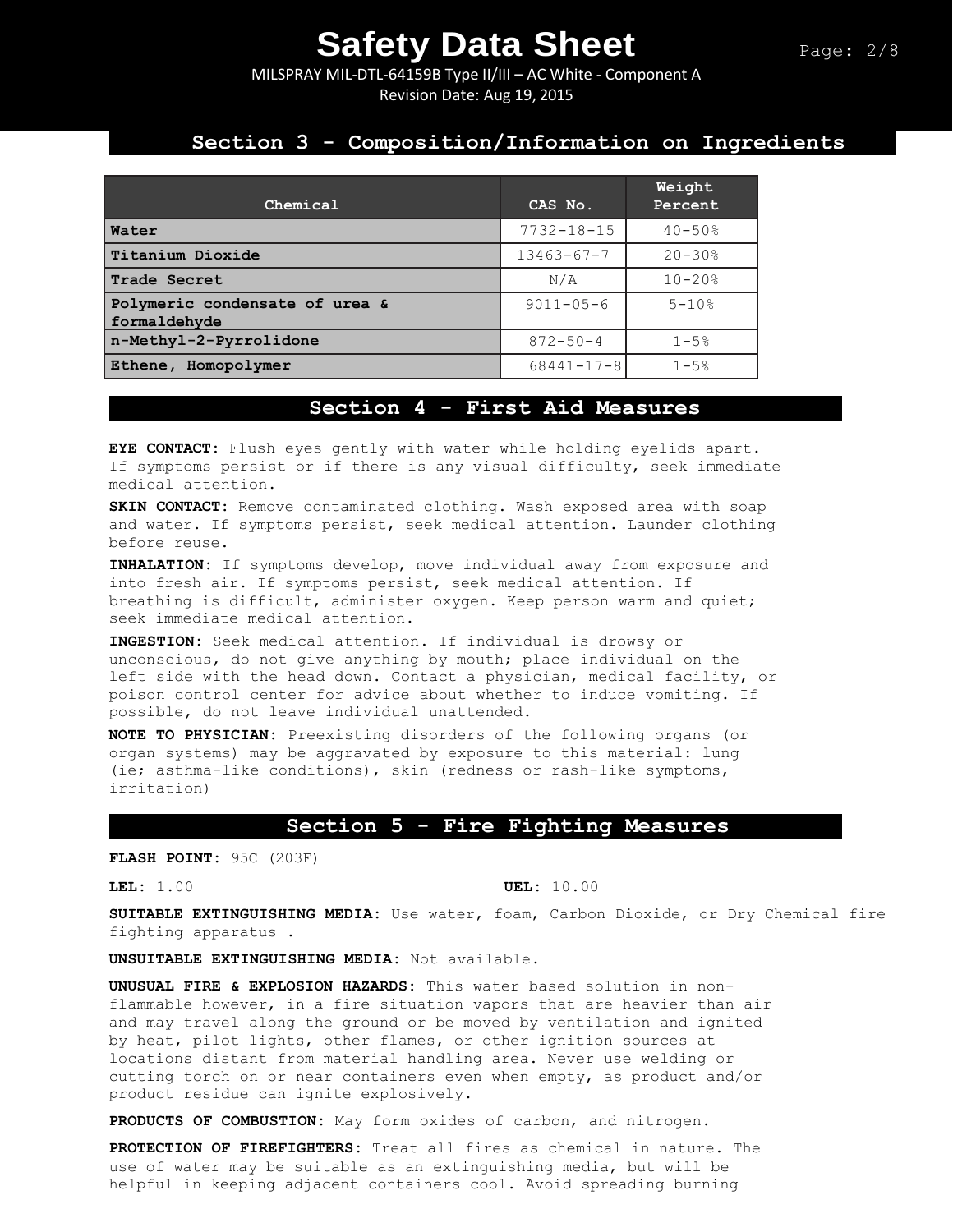## Section 3 - Composition/Information on Ingredients

| Chemical | CAS No. | Weight Percent |
|---|---|---|
| Water | 7732-18-15 | 40-50% |
| Titanium Dioxide | 13463-67-7 | 20-30% |
| Trade Secret | N/A | 10-20% |
| Polymeric condensate of urea & formaldehyde | 9011-05-6 | 5-10% |
| n-Methyl-2-Pyrrolidone | 872-50-4 | 1-5% |
| Ethene, Homopolymer | 68441-17-8 | 1-5% |

## Section 4 - First Aid Measures

**EYE CONTACT:** Flush eyes gently with water while holding eyelids apart. If symptoms persist or if there is any visual difficulty, seek immediate medical attention.

**SKIN CONTACT:** Remove contaminated clothing. Wash exposed area with soap and water. If symptoms persist, seek medical attention. Launder clothing before reuse.

**INHALATION:** If symptoms develop, move individual away from exposure and into fresh air. If symptoms persist, seek medical attention. If breathing is difficult, administer oxygen. Keep person warm and quiet; seek immediate medical attention.

**INGESTION:** Seek medical attention. If individual is drowsy or unconscious, do not give anything by mouth; place individual on the left side with the head down. Contact a physician, medical facility, or poison control center for advice about whether to induce vomiting. If possible, do not leave individual unattended.

**NOTE TO PHYSICIAN:** Preexisting disorders of the following organs (or organ systems) may be aggravated by exposure to this material: lung (ie; asthma-like conditions), skin (redness or rash-like symptoms, irritation)

## Section 5 - Fire Fighting Measures

**FLASH POINT:** 95C (203F)

**LEL:** 1.00

**UEL:** 10.00

**SUITABLE EXTINGUISHING MEDIA:** Use water, foam, Carbon Dioxide, or Dry Chemical fire fighting apparatus .

**UNSUITABLE EXTINGUISHING MEDIA:** Not available.

**UNUSUAL FIRE & EXPLOSION HAZARDS:** This water based solution in non-flammable however, in a fire situation vapors that are heavier than air and may travel along the ground or be moved by ventilation and ignited by heat, pilot lights, other flames, or other ignition sources at locations distant from material handling area. Never use welding or cutting torch on or near containers even when empty, as product and/or product residue can ignite explosively.

**PRODUCTS OF COMBUSTION:** May form oxides of carbon, and nitrogen.

**PROTECTION OF FIREFIGHTERS:** Treat all fires as chemical in nature. The use of water may be suitable as an extinguishing media, but will be helpful in keeping adjacent containers cool. Avoid spreading burning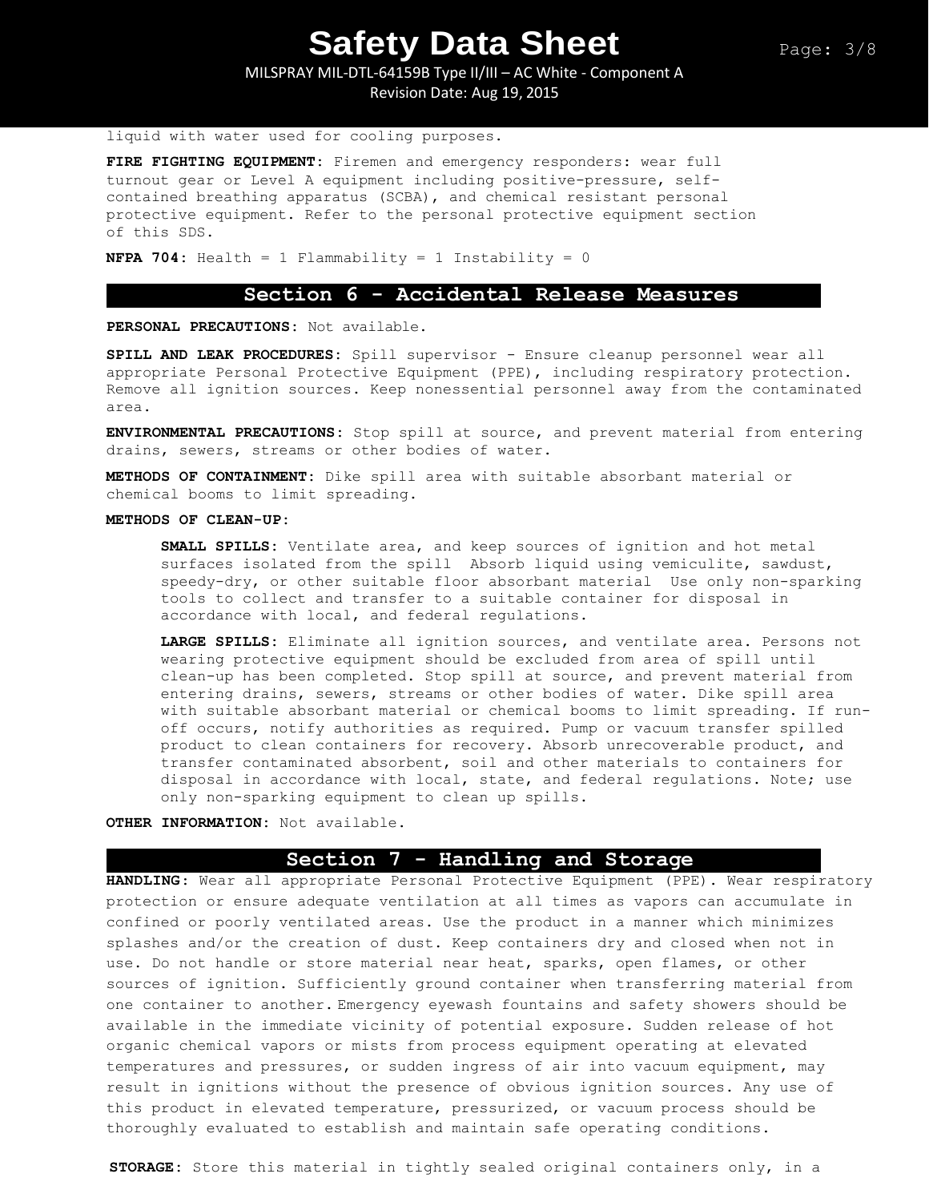liquid with water used for cooling purposes.

**FIRE FIGHTING EQUIPMENT:** Firemen and emergency responders: wear full turnout gear or Level A equipment including positive-pressure, self-contained breathing apparatus (SCBA), and chemical resistant personal protective equipment. Refer to the personal protective equipment section of this SDS.

**NFPA 704:** Health = 1 Flammability = 1 Instability = 0

## Section 6 - Accidental Release Measures

**PERSONAL PRECAUTIONS:** Not available.

**SPILL AND LEAK PROCEDURES:** Spill supervisor - Ensure cleanup personnel wear all appropriate Personal Protective Equipment (PPE), including respiratory protection. Remove all ignition sources. Keep nonessential personnel away from the contaminated area.

**ENVIRONMENTAL PRECAUTIONS:** Stop spill at source, and prevent material from entering drains, sewers, streams or other bodies of water.

**METHODS OF CONTAINMENT:** Dike spill area with suitable absorbant material or chemical booms to limit spreading.

**METHODS OF CLEAN-UP:**

**SMALL SPILLS:** Ventilate area, and keep sources of ignition and hot metal surfaces isolated from the spill Absorb liquid using vemiculite, sawdust, speedy-dry, or other suitable floor absorbant material Use only non-sparking tools to collect and transfer to a suitable container for disposal in accordance with local, and federal regulations.

**LARGE SPILLS:** Eliminate all ignition sources, and ventilate area. Persons not wearing protective equipment should be excluded from area of spill until clean-up has been completed. Stop spill at source, and prevent material from entering drains, sewers, streams or other bodies of water. Dike spill area with suitable absorbant material or chemical booms to limit spreading. If run-off occurs, notify authorities as required. Pump or vacuum transfer spilled product to clean containers for recovery. Absorb unrecoverable product, and transfer contaminated absorbent, soil and other materials to containers for disposal in accordance with local, state, and federal regulations. Note; use only non-sparking equipment to clean up spills.

**OTHER INFORMATION:** Not available.

## Section 7 - Handling and Storage

**HANDLING:** Wear all appropriate Personal Protective Equipment (PPE). Wear respiratory protection or ensure adequate ventilation at all times as vapors can accumulate in confined or poorly ventilated areas. Use the product in a manner which minimizes splashes and/or the creation of dust. Keep containers dry and closed when not in use. Do not handle or store material near heat, sparks, open flames, or other sources of ignition. Sufficiently ground container when transferring material from one container to another. Emergency eyewash fountains and safety showers should be available in the immediate vicinity of potential exposure. Sudden release of hot organic chemical vapors or mists from process equipment operating at elevated temperatures and pressures, or sudden ingress of air into vacuum equipment, may result in ignitions without the presence of obvious ignition sources. Any use of this product in elevated temperature, pressurized, or vacuum process should be thoroughly evaluated to establish and maintain safe operating conditions.

**STORAGE:** Store this material in tightly sealed original containers only, in a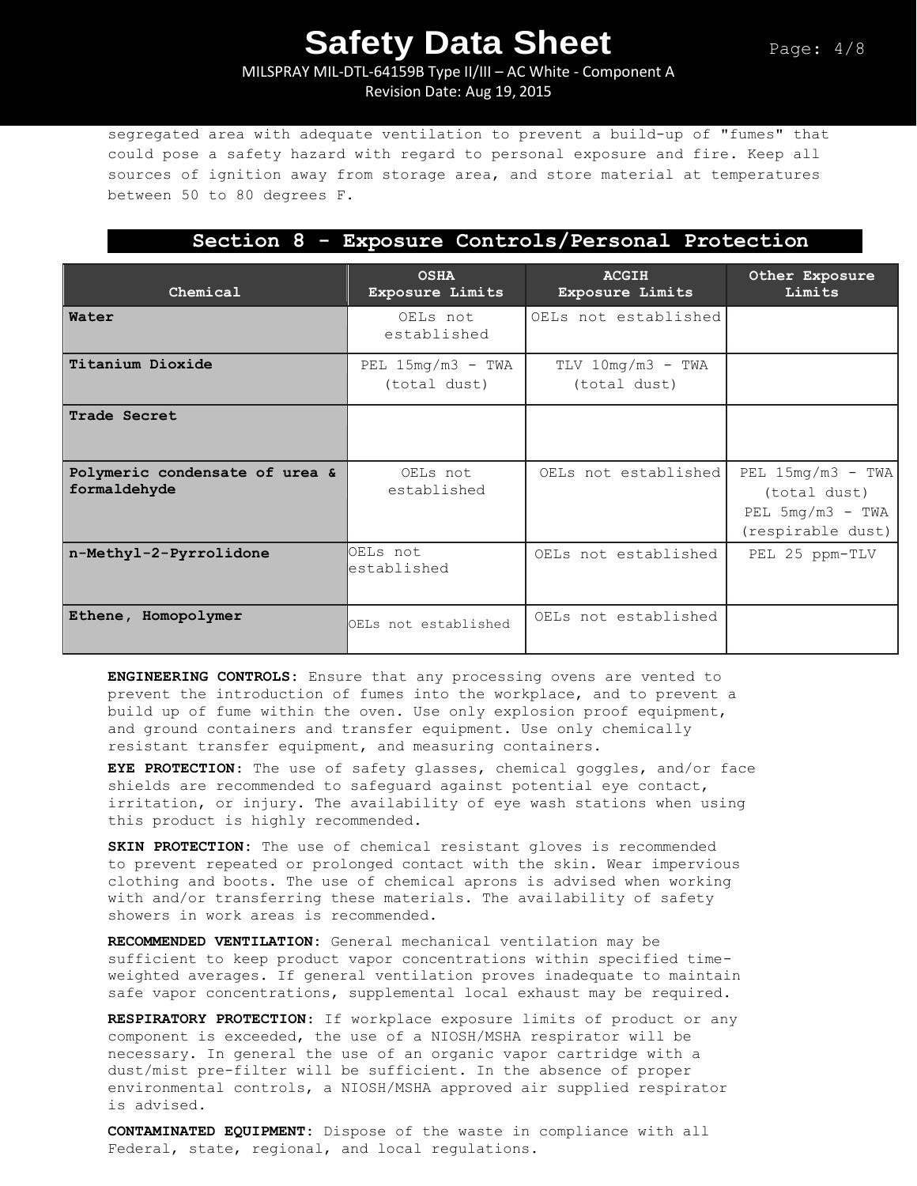segregated area with adequate ventilation to prevent a build-up of "fumes" that could pose a safety hazard with regard to personal exposure and fire. Keep all sources of ignition away from storage area, and store material at temperatures between 50 to 80 degrees F.

## Section 8 - Exposure Controls/Personal Protection

| Chemical | OSHA Exposure Limits | ACGIH Exposure Limits | Other Exposure Limits |
|---|---|---|---|
| **Water** | OELs not established | OELs not established | |
| **Titanium Dioxide** | PEL 15mg/m3 - TWA (total dust) | TLV 10mg/m3 - TWA (total dust) | |
| **Trade Secret** | | | |
| **Polymeric condensate of urea & formaldehyde** | OELs not established | OELs not established | PEL 15mg/m3 - TWA (total dust) PEL 5mg/m3 - TWA (respirable dust) |
| **n-Methyl-2-Pyrrolidone** | OELs not established | OELs not established | PEL 25 ppm-TLV |
| **Ethene, Homopolymer** | OELs not established | OELs not established | |

**ENGINEERING CONTROLS:** Ensure that any processing ovens are vented to prevent the introduction of fumes into the workplace, and to prevent a build up of fume within the oven. Use only explosion proof equipment, and ground containers and transfer equipment. Use only chemically resistant transfer equipment, and measuring containers.

**EYE PROTECTION:** The use of safety glasses, chemical goggles, and/or face shields are recommended to safeguard against potential eye contact, irritation, or injury. The availability of eye wash stations when using this product is highly recommended.

**SKIN PROTECTION:** The use of chemical resistant gloves is recommended to prevent repeated or prolonged contact with the skin. Wear impervious clothing and boots. The use of chemical aprons is advised when working with and/or transferring these materials. The availability of safety showers in work areas is recommended.

**RECOMMENDED VENTILATION:** General mechanical ventilation may be sufficient to keep product vapor concentrations within specified time-weighted averages. If general ventilation proves inadequate to maintain safe vapor concentrations, supplemental local exhaust may be required.

**RESPIRATORY PROTECTION:** If workplace exposure limits of product or any component is exceeded, the use of a NIOSH/MSHA respirator will be necessary. In general the use of an organic vapor cartridge with a dust/mist pre-filter will be sufficient. In the absence of proper environmental controls, a NIOSH/MSHA approved air supplied respirator is advised.

**CONTAMINATED EQUIPMENT:** Dispose of the waste in compliance with all Federal, state, regional, and local regulations.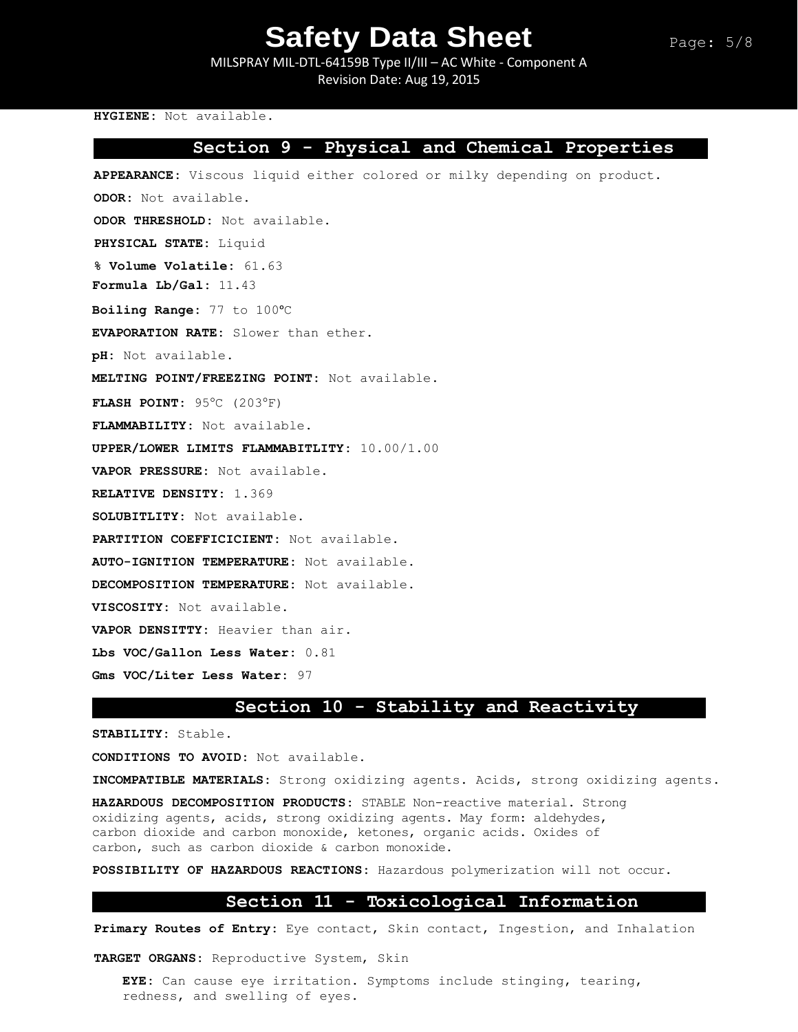**HYGIENE:** Not available.

## Section 9 - Physical and Chemical Properties

**APPEARANCE:** Viscous liquid either colored or milky depending on product.

**ODOR:** Not available.

**ODOR THRESHOLD:** Not available.

**PHYSICAL STATE:** Liquid

**% Volume Volatile:** 61.63

**Formula Lb/Gal:** 11.43

**Boiling Range:** 77 to 100ºC

**EVAPORATION RATE:** Slower than ether.

**pH:** Not available.

**MELTING POINT/FREEZING POINT:** Not available.

**FLASH POINT:** 95°C (203°F)

**FLAMMABILITY:** Not available.

**UPPER/LOWER LIMITS FLAMMABITLITY:** 10.00/1.00

**VAPOR PRESSURE:** Not available.

**RELATIVE DENSITY:** 1.369

**SOLUBITLITY:** Not available.

**PARTITION COEFFICICIENT:** Not available.

**AUTO-IGNITION TEMPERATURE:** Not available.

**DECOMPOSITION TEMPERATURE:** Not available.

**VISCOSITY:** Not available.

**VAPOR DENSITTY:** Heavier than air.

**Lbs VOC/Gallon Less Water:** 0.81

**Gms VOC/Liter Less Water:** 97

## Section 10 - Stability and Reactivity

**STABILITY:** Stable.

**CONDITIONS TO AVOID:** Not available.

**INCOMPATIBLE MATERIALS:** Strong oxidizing agents. Acids, strong oxidizing agents.

**HAZARDOUS DECOMPOSITION PRODUCTS:** STABLE Non-reactive material. Strong oxidizing agents, acids, strong oxidizing agents. May form: aldehydes, carbon dioxide and carbon monoxide, ketones, organic acids. Oxides of carbon, such as carbon dioxide & carbon monoxide.

**POSSIBILITY OF HAZARDOUS REACTIONS:** Hazardous polymerization will not occur.

## Section 11 - Toxicological Information

**Primary Routes of Entry:** Eye contact, Skin contact, Ingestion, and Inhalation

**TARGET ORGANS:** Reproductive System, Skin

**EYE:** Can cause eye irritation. Symptoms include stinging, tearing, redness, and swelling of eyes.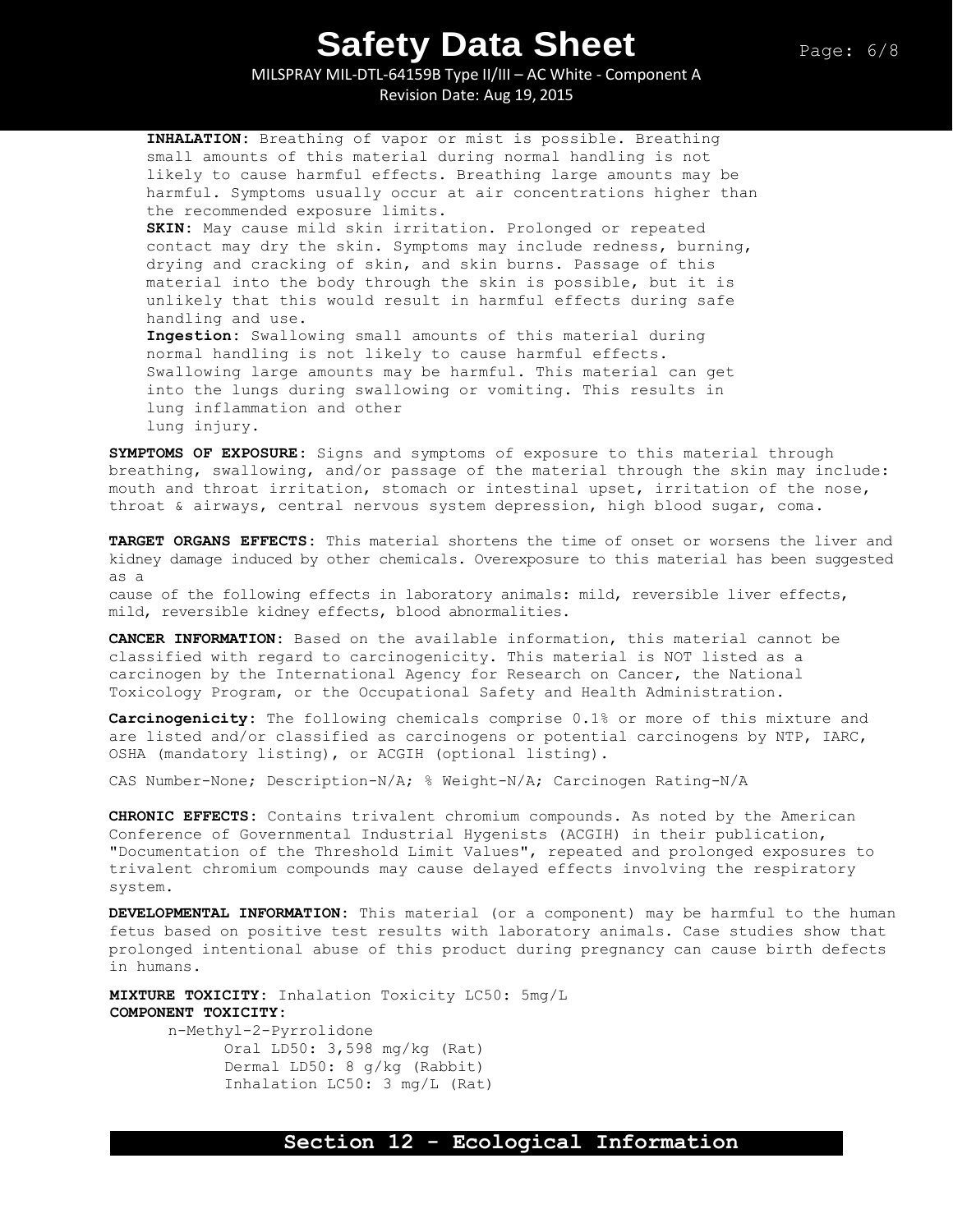**INHALATION:** Breathing of vapor or mist is possible. Breathing small amounts of this material during normal handling is not likely to cause harmful effects. Breathing large amounts may be harmful. Symptoms usually occur at air concentrations higher than the recommended exposure limits.

**SKIN:** May cause mild skin irritation. Prolonged or repeated contact may dry the skin. Symptoms may include redness, burning, drying and cracking of skin, and skin burns. Passage of this material into the body through the skin is possible, but it is unlikely that this would result in harmful effects during safe handling and use.

**Ingestion:** Swallowing small amounts of this material during normal handling is not likely to cause harmful effects. Swallowing large amounts may be harmful. This material can get into the lungs during swallowing or vomiting. This results in lung inflammation and other lung injury.

**SYMPTOMS OF EXPOSURE:** Signs and symptoms of exposure to this material through breathing, swallowing, and/or passage of the material through the skin may include: mouth and throat irritation, stomach or intestinal upset, irritation of the nose, throat & airways, central nervous system depression, high blood sugar, coma.

**TARGET ORGANS EFFECTS:** This material shortens the time of onset or worsens the liver and kidney damage induced by other chemicals. Overexposure to this material has been suggested as a cause of the following effects in laboratory animals: mild, reversible liver effects, mild, reversible kidney effects, blood abnormalities.

**CANCER INFORMATION:** Based on the available information, this material cannot be classified with regard to carcinogenicity. This material is NOT listed as a carcinogen by the International Agency for Research on Cancer, the National Toxicology Program, or the Occupational Safety and Health Administration.

**Carcinogenicity:** The following chemicals comprise 0.1% or more of this mixture and are listed and/or classified as carcinogens or potential carcinogens by NTP, IARC, OSHA (mandatory listing), or ACGIH (optional listing).

CAS Number-None; Description-N/A; % Weight-N/A; Carcinogen Rating-N/A

**CHRONIC EFFECTS:** Contains trivalent chromium compounds. As noted by the American Conference of Governmental Industrial Hygenists (ACGIH) in their publication, "Documentation of the Threshold Limit Values", repeated and prolonged exposures to trivalent chromium compounds may cause delayed effects involving the respiratory system.

**DEVELOPMENTAL INFORMATION:** This material (or a component) may be harmful to the human fetus based on positive test results with laboratory animals. Case studies show that prolonged intentional abuse of this product during pregnancy can cause birth defects in humans.

**MIXTURE TOXICITY:** Inhalation Toxicity LC50: 5mg/L

**COMPONENT TOXICITY:**

n-Methyl-2-Pyrrolidone
- Oral LD50: 3,598 mg/kg (Rat)
- Dermal LD50: 8 g/kg (Rabbit)
- Inhalation LC50: 3 mg/L (Rat)

## Section 12 - Ecological Information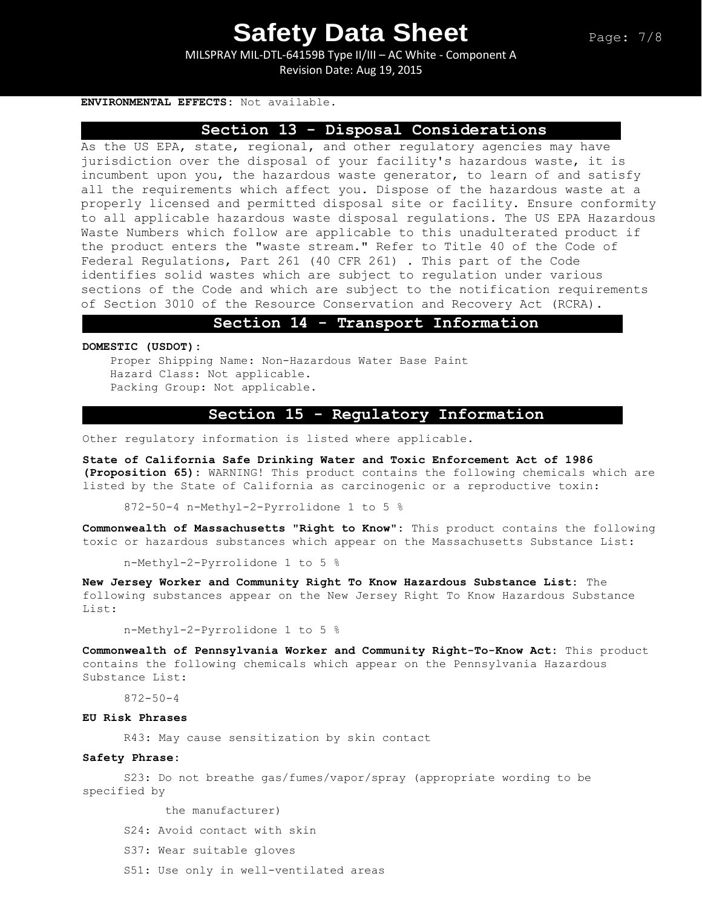**ENVIRONMENTAL EFFECTS:** Not available.

## Section 13 - Disposal Considerations

As the US EPA, state, regional, and other regulatory agencies may have jurisdiction over the disposal of your facility's hazardous waste, it is incumbent upon you, the hazardous waste generator, to learn of and satisfy all the requirements which affect you. Dispose of the hazardous waste at a properly licensed and permitted disposal site or facility. Ensure conformity to all applicable hazardous waste disposal regulations. The US EPA Hazardous Waste Numbers which follow are applicable to this unadulterated product if the product enters the "waste stream." Refer to Title 40 of the Code of Federal Regulations, Part 261 (40 CFR 261) . This part of the Code identifies solid wastes which are subject to regulation under various sections of the Code and which are subject to the notification requirements of Section 3010 of the Resource Conservation and Recovery Act (RCRA).

## Section 14 - Transport Information

**DOMESTIC (USDOT):**

Proper Shipping Name: Non-Hazardous Water Base Paint
Hazard Class: Not applicable.
Packing Group: Not applicable.

## Section 15 - Regulatory Information

Other regulatory information is listed where applicable.

**State of California Safe Drinking Water and Toxic Enforcement Act of 1986 (Proposition 65):** WARNING! This product contains the following chemicals which are listed by the State of California as carcinogenic or a reproductive toxin:

872-50-4 n-Methyl-2-Pyrrolidone 1 to 5 %

**Commonwealth of Massachusetts "Right to Know":** This product contains the following toxic or hazardous substances which appear on the Massachusetts Substance List:

n-Methyl-2-Pyrrolidone 1 to 5 %

**New Jersey Worker and Community Right To Know Hazardous Substance List:** The following substances appear on the New Jersey Right To Know Hazardous Substance List:

n-Methyl-2-Pyrrolidone 1 to 5 %

**Commonwealth of Pennsylvania Worker and Community Right-To-Know Act:** This product contains the following chemicals which appear on the Pennsylvania Hazardous Substance List:

872-50-4

**EU Risk Phrases**

R43: May cause sensitization by skin contact

**Safety Phrase:**

S23: Do not breathe gas/fumes/vapor/spray (appropriate wording to be specified by the manufacturer)

S24: Avoid contact with skin

S37: Wear suitable gloves

S51: Use only in well-ventilated areas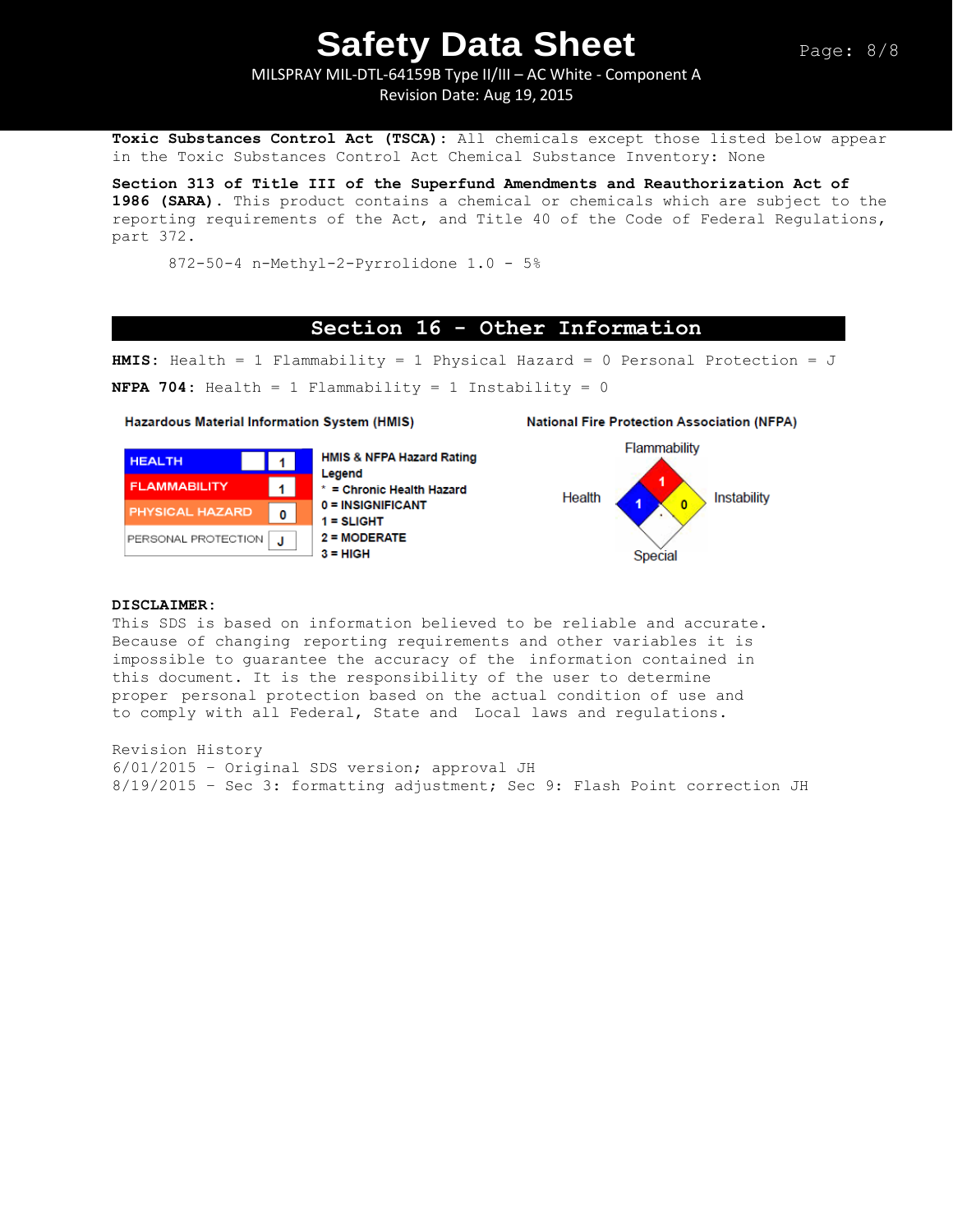**Toxic Substances Control Act (TSCA):** All chemicals except those listed below appear in the Toxic Substances Control Act Chemical Substance Inventory: None

**Section 313 of Title III of the Superfund Amendments and Reauthorization Act of 1986 (SARA).** This product contains a chemical or chemicals which are subject to the reporting requirements of the Act, and Title 40 of the Code of Federal Regulations, part 372.

872-50-4 n-Methyl-2-Pyrrolidone 1.0 - 5%

## Section 16 - Other Information

**HMIS:** Health = 1 Flammability = 1 Physical Hazard = 0 Personal Protection = J

**NFPA 704:** Health = 1 Flammability = 1 Instability = 0

**Hazardous Material Information System (HMIS)**

| | |
|---|---|
| HEALTH | 1 |
| FLAMMABILITY | 1 |
| PHYSICAL HAZARD | 0 |
| PERSONAL PROTECTION | J |

**HMIS & NFPA Hazard Rating Legend**
* = Chronic Health Hazard
0 = INSIGNIFICANT
1 = SLIGHT
2 = MODERATE
3 = HIGH

**National Fire Protection Association (NFPA)**

Flammability
1
Health
1
Instability
0
Special

**DISCLAIMER:**
This SDS is based on information believed to be reliable and accurate. Because of changing reporting requirements and other variables it is impossible to guarantee the accuracy of the information contained in this document. It is the responsibility of the user to determine proper personal protection based on the actual condition of use and to comply with all Federal, State and Local laws and regulations.

Revision History
6/01/2015 – Original SDS version; approval JH
8/19/2015 – Sec 3: formatting adjustment; Sec 9: Flash Point correction JH